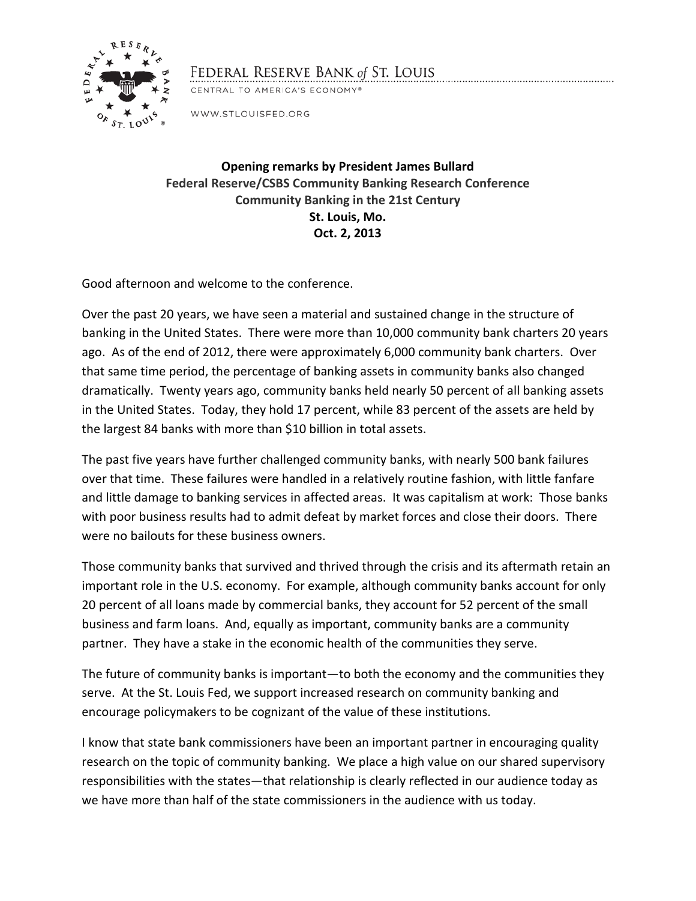FEDERAL RESERVE BANK *of* ST. LOUIS

CENTRAL TO AMERICA'S ECONOMY®

WWW.STLOUISFED.ORG

**Opening remarks by President James Bullard**
**Federal Reserve/CSBS Community Banking Research Conference**
**Community Banking in the 21st Century**
**St. Louis, Mo.**
**Oct. 2, 2013**

Good afternoon and welcome to the conference.

Over the past 20 years, we have seen a material and sustained change in the structure of banking in the United States. There were more than 10,000 community bank charters 20 years ago. As of the end of 2012, there were approximately 6,000 community bank charters. Over that same time period, the percentage of banking assets in community banks also changed dramatically. Twenty years ago, community banks held nearly 50 percent of all banking assets in the United States. Today, they hold 17 percent, while 83 percent of the assets are held by the largest 84 banks with more than $10 billion in total assets.

The past five years have further challenged community banks, with nearly 500 bank failures over that time. These failures were handled in a relatively routine fashion, with little fanfare and little damage to banking services in affected areas. It was capitalism at work: Those banks with poor business results had to admit defeat by market forces and close their doors. There were no bailouts for these business owners.

Those community banks that survived and thrived through the crisis and its aftermath retain an important role in the U.S. economy. For example, although community banks account for only 20 percent of all loans made by commercial banks, they account for 52 percent of the small business and farm loans. And, equally as important, community banks are a community partner. They have a stake in the economic health of the communities they serve.

The future of community banks is important—to both the economy and the communities they serve. At the St. Louis Fed, we support increased research on community banking and encourage policymakers to be cognizant of the value of these institutions.

I know that state bank commissioners have been an important partner in encouraging quality research on the topic of community banking. We place a high value on our shared supervisory responsibilities with the states—that relationship is clearly reflected in our audience today as we have more than half of the state commissioners in the audience with us today.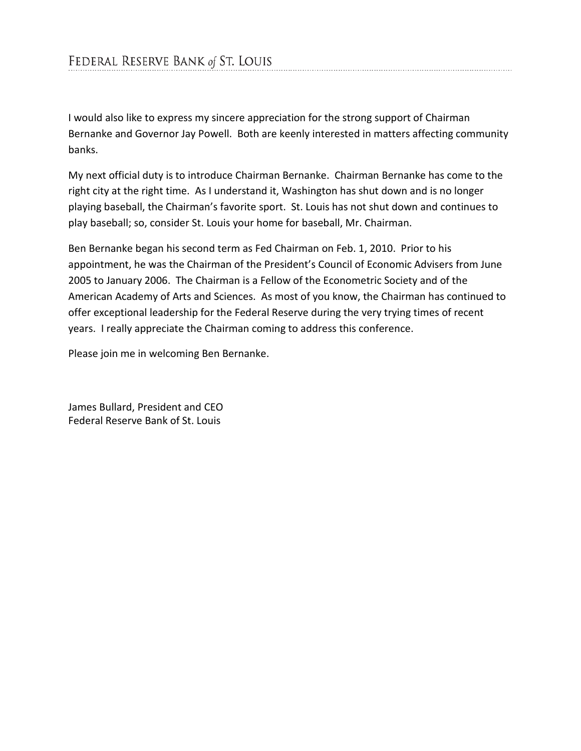I would also like to express my sincere appreciation for the strong support of Chairman Bernanke and Governor Jay Powell. Both are keenly interested in matters affecting community banks.

My next official duty is to introduce Chairman Bernanke. Chairman Bernanke has come to the right city at the right time. As I understand it, Washington has shut down and is no longer playing baseball, the Chairman's favorite sport. St. Louis has not shut down and continues to play baseball; so, consider St. Louis your home for baseball, Mr. Chairman.

Ben Bernanke began his second term as Fed Chairman on Feb. 1, 2010. Prior to his appointment, he was the Chairman of the President's Council of Economic Advisers from June 2005 to January 2006. The Chairman is a Fellow of the Econometric Society and of the American Academy of Arts and Sciences. As most of you know, the Chairman has continued to offer exceptional leadership for the Federal Reserve during the very trying times of recent years. I really appreciate the Chairman coming to address this conference.

Please join me in welcoming Ben Bernanke.

James Bullard, President and CEO
Federal Reserve Bank of St. Louis